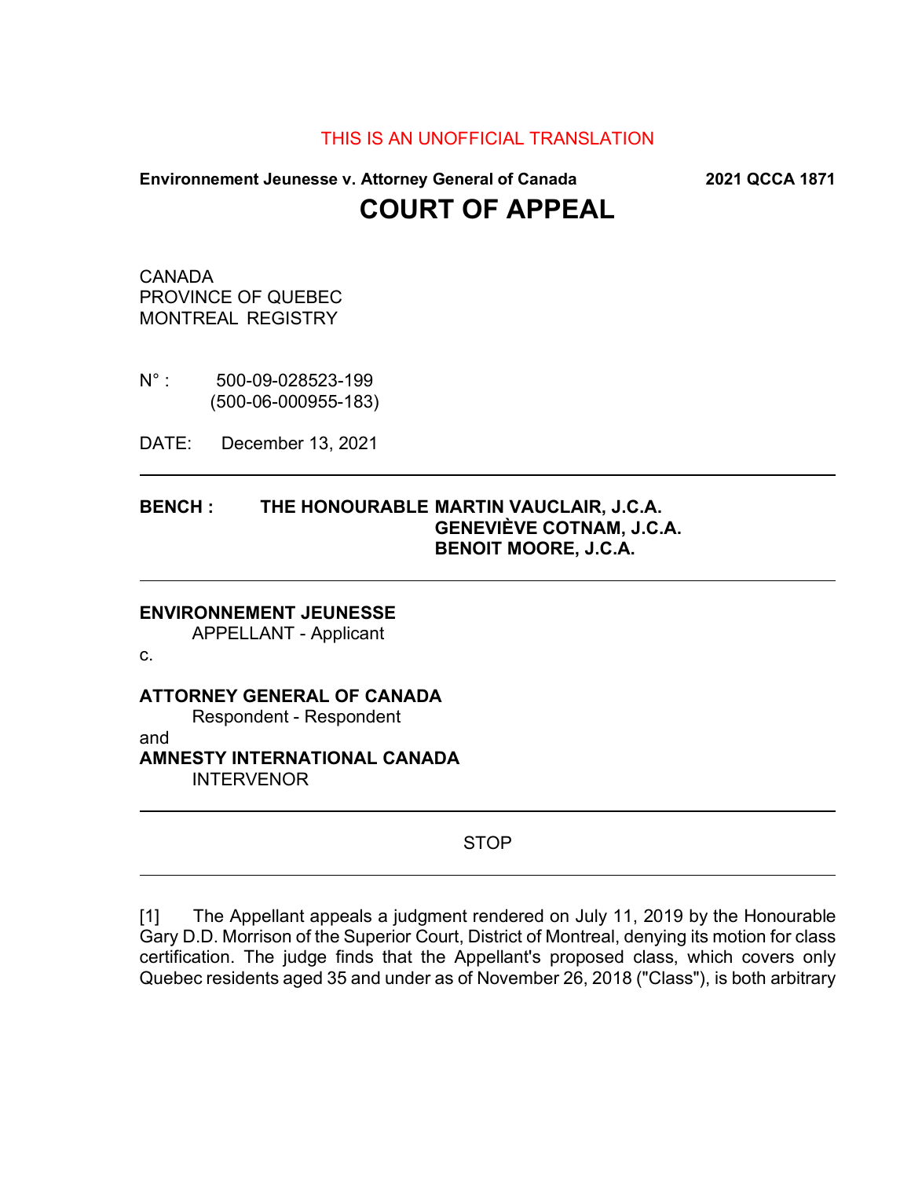THIS IS AN UNOFFICIAL TRANSLATION

**Environnement Jeunesse v. Attorney General of Canada** **2021 QCCA 1871**

# COURT OF APPEAL

CANADA
PROVINCE OF QUEBEC
MONTREAL REGISTRY

N° : 500-09-028523-199
(500-06-000955-183)

DATE: December 13, 2021

---

**BENCH : THE HONOURABLE MARTIN VAUCLAIR, J.C.A.**
**GENEVIÈVE COTNAM, J.C.A.**
**BENOIT MOORE, J.C.A.**

---

**ENVIRONNEMENT JEUNESSE**
APPELLANT - Applicant

c.

**ATTORNEY GENERAL OF CANADA**
Respondent - Respondent

and

**AMNESTY INTERNATIONAL CANADA**
INTERVENOR

---

STOP

---

[1] The Appellant appeals a judgment rendered on July 11, 2019 by the Honourable Gary D.D. Morrison of the Superior Court, District of Montreal, denying its motion for class certification. The judge finds that the Appellant's proposed class, which covers only Quebec residents aged 35 and under as of November 26, 2018 ("Class"), is both arbitrary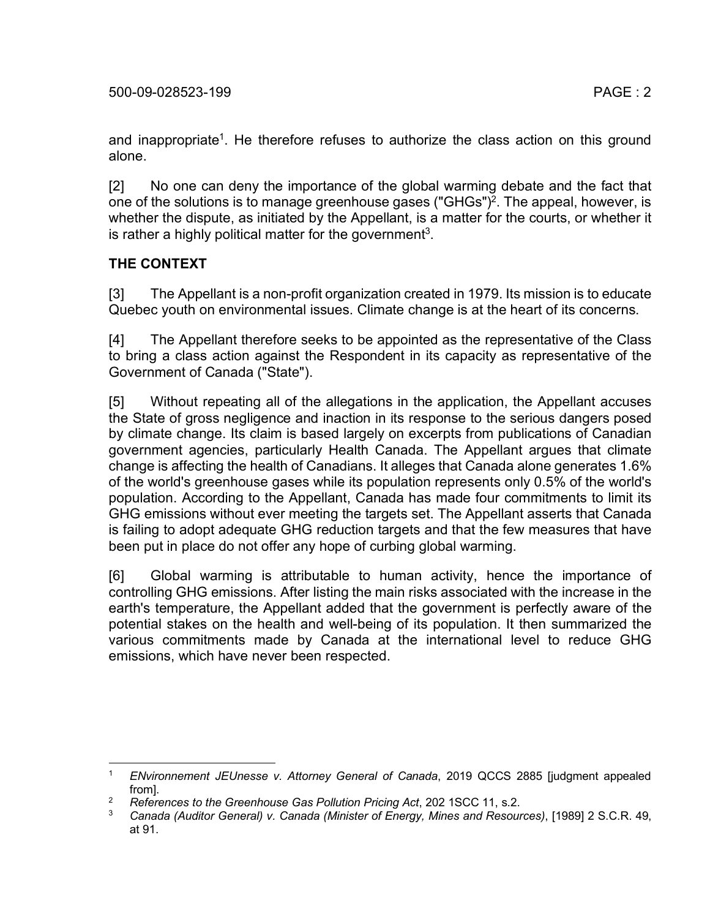and inappropriate[1]. He therefore refuses to authorize the class action on this ground alone.

[2] No one can deny the importance of the global warming debate and the fact that one of the solutions is to manage greenhouse gases ("GHGs")[2]. The appeal, however, is whether the dispute, as initiated by the Appellant, is a matter for the courts, or whether it is rather a highly political matter for the government[3].

**THE CONTEXT**

[3] The Appellant is a non-profit organization created in 1979. Its mission is to educate Quebec youth on environmental issues. Climate change is at the heart of its concerns.

[4] The Appellant therefore seeks to be appointed as the representative of the Class to bring a class action against the Respondent in its capacity as representative of the Government of Canada ("State").

[5] Without repeating all of the allegations in the application, the Appellant accuses the State of gross negligence and inaction in its response to the serious dangers posed by climate change. Its claim is based largely on excerpts from publications of Canadian government agencies, particularly Health Canada. The Appellant argues that climate change is affecting the health of Canadians. It alleges that Canada alone generates 1.6% of the world's greenhouse gases while its population represents only 0.5% of the world's population. According to the Appellant, Canada has made four commitments to limit its GHG emissions without ever meeting the targets set. The Appellant asserts that Canada is failing to adopt adequate GHG reduction targets and that the few measures that have been put in place do not offer any hope of curbing global warming.

[6] Global warming is attributable to human activity, hence the importance of controlling GHG emissions. After listing the main risks associated with the increase in the earth's temperature, the Appellant added that the government is perfectly aware of the potential stakes on the health and well-being of its population. It then summarized the various commitments made by Canada at the international level to reduce GHG emissions, which have never been respected.

---

[1] *ENvironnement JEUnesse v. Attorney General of Canada*, 2019 QCCS 2885 [judgment appealed from].

[2] *References to the Greenhouse Gas Pollution Pricing Act*, 202 1SCC 11, s.2.

[3] *Canada (Auditor General) v. Canada (Minister of Energy, Mines and Resources)*, [1989] 2 S.C.R. 49, at 91.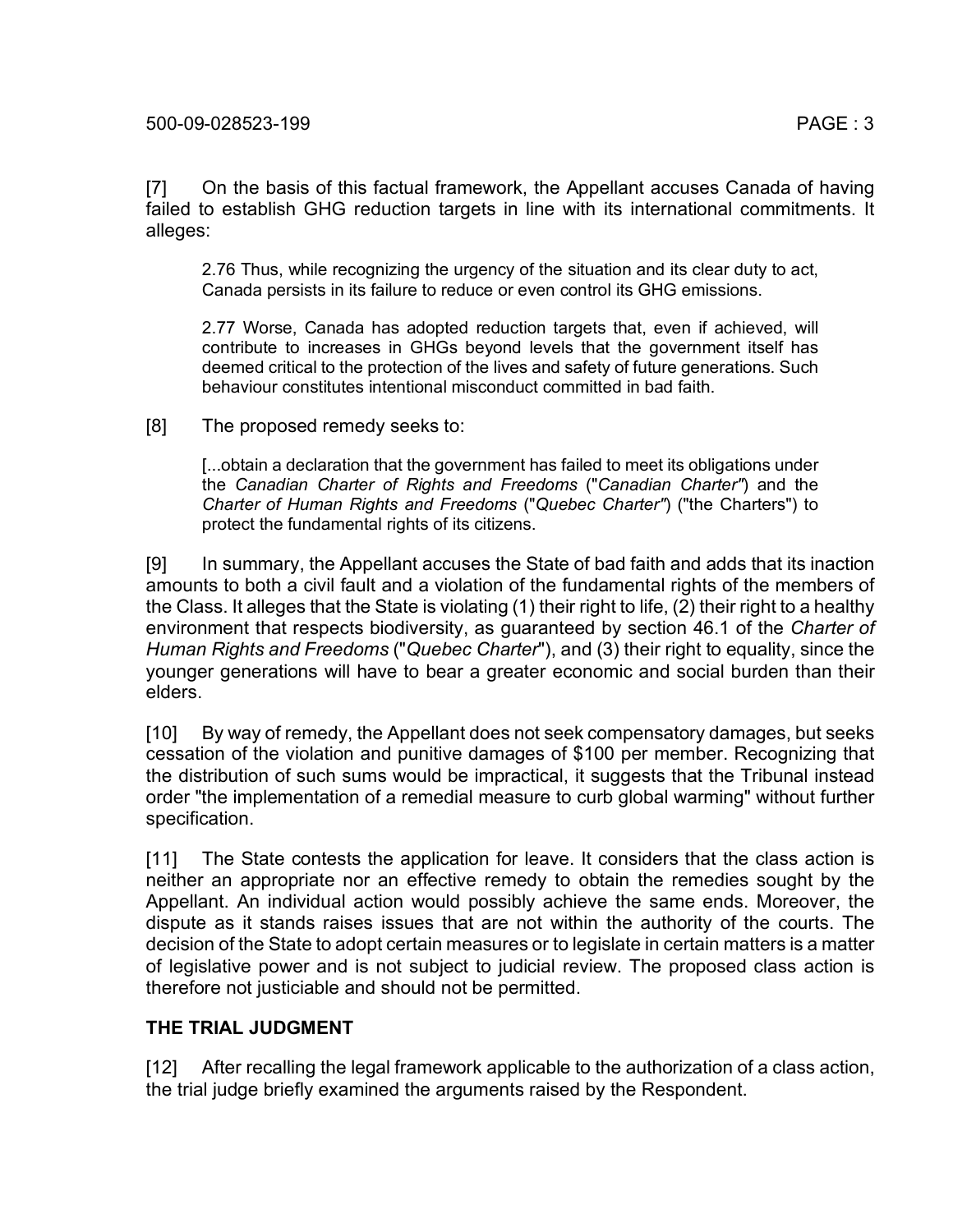[7] On the basis of this factual framework, the Appellant accuses Canada of having failed to establish GHG reduction targets in line with its international commitments. It alleges:

> 2.76 Thus, while recognizing the urgency of the situation and its clear duty to act, Canada persists in its failure to reduce or even control its GHG emissions.
>
> 2.77 Worse, Canada has adopted reduction targets that, even if achieved, will contribute to increases in GHGs beyond levels that the government itself has deemed critical to the protection of the lives and safety of future generations. Such behaviour constitutes intentional misconduct committed in bad faith.

[8] The proposed remedy seeks to:

> [...obtain a declaration that the government has failed to meet its obligations under the *Canadian Charter of Rights and Freedoms* ("*Canadian Charter*") and the *Charter of Human Rights and Freedoms* ("*Quebec Charter*") ("the Charters") to protect the fundamental rights of its citizens.

[9] In summary, the Appellant accuses the State of bad faith and adds that its inaction amounts to both a civil fault and a violation of the fundamental rights of the members of the Class. It alleges that the State is violating (1) their right to life, (2) their right to a healthy environment that respects biodiversity, as guaranteed by section 46.1 of the *Charter of Human Rights and Freedoms* ("*Quebec Charter*"), and (3) their right to equality, since the younger generations will have to bear a greater economic and social burden than their elders.

[10] By way of remedy, the Appellant does not seek compensatory damages, but seeks cessation of the violation and punitive damages of $100 per member. Recognizing that the distribution of such sums would be impractical, it suggests that the Tribunal instead order "the implementation of a remedial measure to curb global warming" without further specification.

[11] The State contests the application for leave. It considers that the class action is neither an appropriate nor an effective remedy to obtain the remedies sought by the Appellant. An individual action would possibly achieve the same ends. Moreover, the dispute as it stands raises issues that are not within the authority of the courts. The decision of the State to adopt certain measures or to legislate in certain matters is a matter of legislative power and is not subject to judicial review. The proposed class action is therefore not justiciable and should not be permitted.

## THE TRIAL JUDGMENT

[12] After recalling the legal framework applicable to the authorization of a class action, the trial judge briefly examined the arguments raised by the Respondent.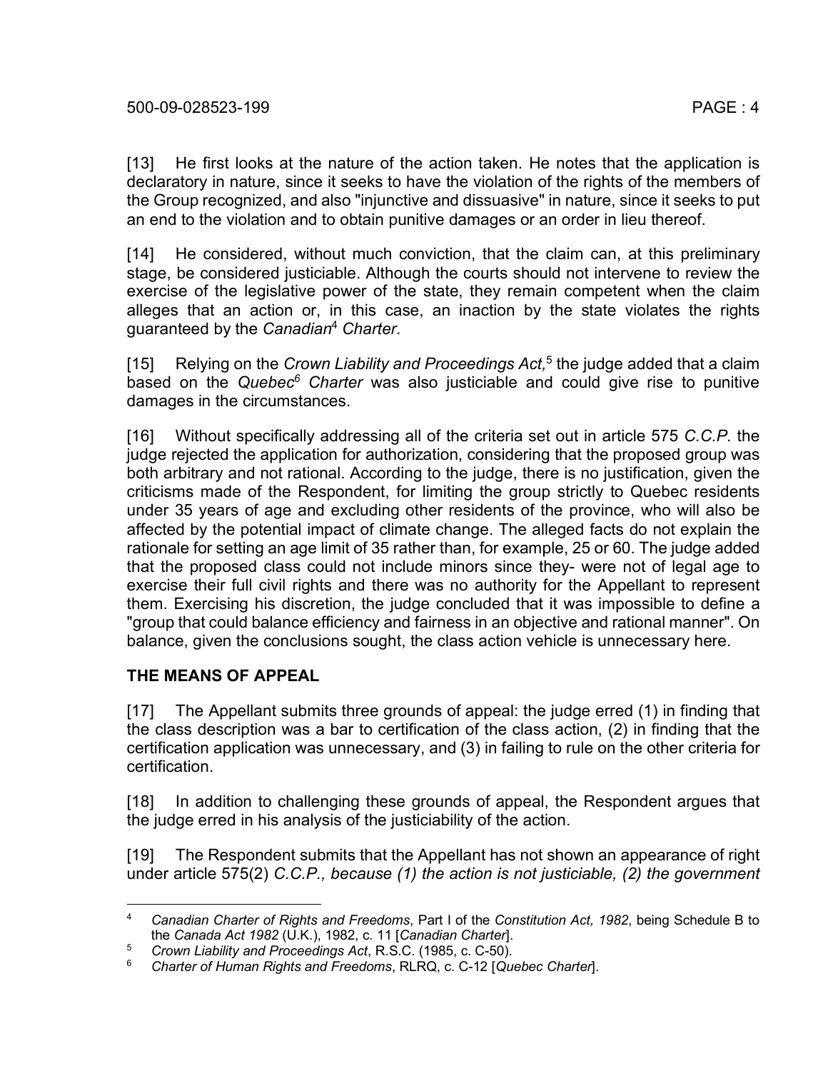[13] He first looks at the nature of the action taken. He notes that the application is declaratory in nature, since it seeks to have the violation of the rights of the members of the Group recognized, and also "injunctive and dissuasive" in nature, since it seeks to put an end to the violation and to obtain punitive damages or an order in lieu thereof.

[14] He considered, without much conviction, that the claim can, at this preliminary stage, be considered justiciable. Although the courts should not intervene to review the exercise of the legislative power of the state, they remain competent when the claim alleges that an action or, in this case, an inaction by the state violates the rights guaranteed by the *Canadian*[4] *Charter*.

[15] Relying on the *Crown Liability and Proceedings Act,*[5] the judge added that a claim based on the *Quebec*[6] *Charter* was also justiciable and could give rise to punitive damages in the circumstances.

[16] Without specifically addressing all of the criteria set out in article 575 *C.C.P.* the judge rejected the application for authorization, considering that the proposed group was both arbitrary and not rational. According to the judge, there is no justification, given the criticisms made of the Respondent, for limiting the group strictly to Quebec residents under 35 years of age and excluding other residents of the province, who will also be affected by the potential impact of climate change. The alleged facts do not explain the rationale for setting an age limit of 35 rather than, for example, 25 or 60. The judge added that the proposed class could not include minors since they- were not of legal age to exercise their full civil rights and there was no authority for the Appellant to represent them. Exercising his discretion, the judge concluded that it was impossible to define a "group that could balance efficiency and fairness in an objective and rational manner". On balance, given the conclusions sought, the class action vehicle is unnecessary here.

## THE MEANS OF APPEAL

[17] The Appellant submits three grounds of appeal: the judge erred (1) in finding that the class description was a bar to certification of the class action, (2) in finding that the certification application was unnecessary, and (3) in failing to rule on the other criteria for certification.

[18] In addition to challenging these grounds of appeal, the Respondent argues that the judge erred in his analysis of the justiciability of the action.

[19] The Respondent submits that the Appellant has not shown an appearance of right under article 575(2) *C.C.P., because (1) the action is not justiciable, (2) the government*

---

[4] *Canadian Charter of Rights and Freedoms*, Part I of the *Constitution Act, 1982*, being Schedule B to the *Canada Act 1982* (U.K.), 1982, c. 11 [*Canadian Charter*].

[5] *Crown Liability and Proceedings Act*, R.S.C. (1985, c. C-50).

[6] *Charter of Human Rights and Freedoms*, RLRQ, c. C-12 [*Quebec Charter*].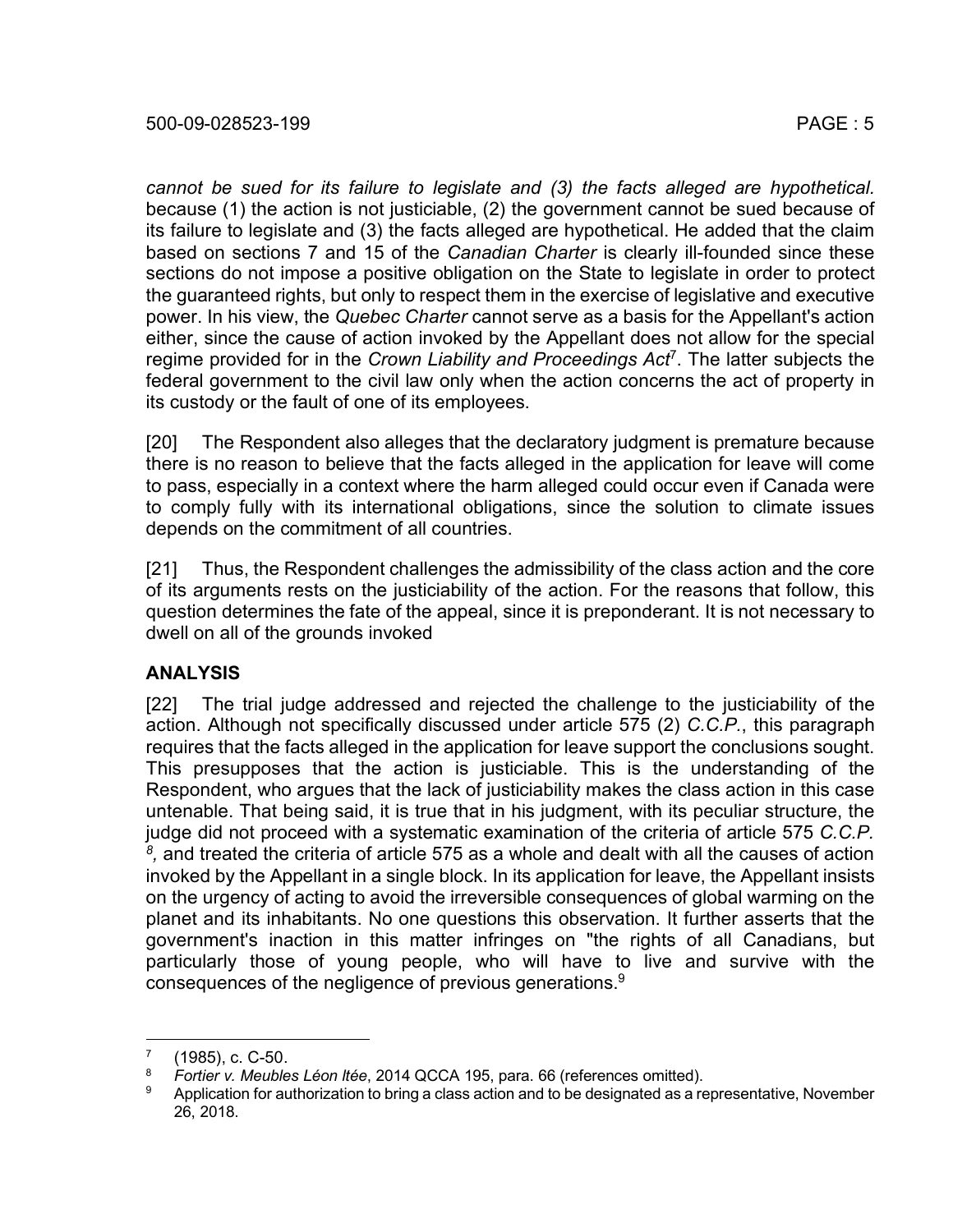*cannot be sued for its failure to legislate and (3) the facts alleged are hypothetical.* because (1) the action is not justiciable, (2) the government cannot be sued because of its failure to legislate and (3) the facts alleged are hypothetical. He added that the claim based on sections 7 and 15 of the *Canadian Charter* is clearly ill-founded since these sections do not impose a positive obligation on the State to legislate in order to protect the guaranteed rights, but only to respect them in the exercise of legislative and executive power. In his view, the *Quebec Charter* cannot serve as a basis for the Appellant's action either, since the cause of action invoked by the Appellant does not allow for the special regime provided for in the *Crown Liability and Proceedings Act*[7]. The latter subjects the federal government to the civil law only when the action concerns the act of property in its custody or the fault of one of its employees.

[20] The Respondent also alleges that the declaratory judgment is premature because there is no reason to believe that the facts alleged in the application for leave will come to pass, especially in a context where the harm alleged could occur even if Canada were to comply fully with its international obligations, since the solution to climate issues depends on the commitment of all countries.

[21] Thus, the Respondent challenges the admissibility of the class action and the core of its arguments rests on the justiciability of the action. For the reasons that follow, this question determines the fate of the appeal, since it is preponderant. It is not necessary to dwell on all of the grounds invoked

## ANALYSIS

[22] The trial judge addressed and rejected the challenge to the justiciability of the action. Although not specifically discussed under article 575 (2) *C.C.P.*, this paragraph requires that the facts alleged in the application for leave support the conclusions sought. This presupposes that the action is justiciable. This is the understanding of the Respondent, who argues that the lack of justiciability makes the class action in this case untenable. That being said, it is true that in his judgment, with its peculiar structure, the judge did not proceed with a systematic examination of the criteria of article 575 *C.C.P.* [8], and treated the criteria of article 575 as a whole and dealt with all the causes of action invoked by the Appellant in a single block. In its application for leave, the Appellant insists on the urgency of acting to avoid the irreversible consequences of global warming on the planet and its inhabitants. No one questions this observation. It further asserts that the government's inaction in this matter infringes on "the rights of all Canadians, but particularly those of young people, who will have to live and survive with the consequences of the negligence of previous generations.[9]

---

[7] (1985), c. C-50.

[8] *Fortier v. Meubles Léon ltée*, 2014 QCCA 195, para. 66 (references omitted).

[9] Application for authorization to bring a class action and to be designated as a representative, November 26, 2018.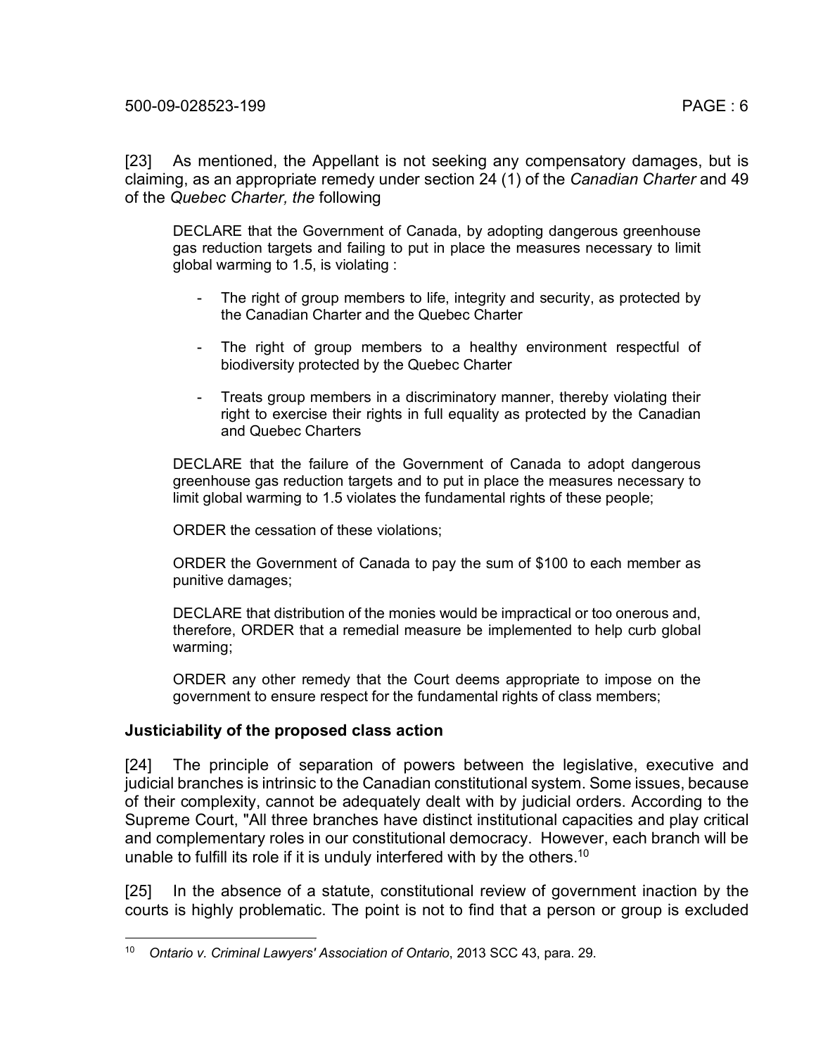[23] As mentioned, the Appellant is not seeking any compensatory damages, but is claiming, as an appropriate remedy under section 24 (1) of the *Canadian Charter* and 49 of the *Quebec Charter, the* following

> DECLARE that the Government of Canada, by adopting dangerous greenhouse gas reduction targets and failing to put in place the measures necessary to limit global warming to 1.5, is violating :
>
> - The right of group members to life, integrity and security, as protected by the Canadian Charter and the Quebec Charter
> - The right of group members to a healthy environment respectful of biodiversity protected by the Quebec Charter
> - Treats group members in a discriminatory manner, thereby violating their right to exercise their rights in full equality as protected by the Canadian and Quebec Charters
>
> DECLARE that the failure of the Government of Canada to adopt dangerous greenhouse gas reduction targets and to put in place the measures necessary to limit global warming to 1.5 violates the fundamental rights of these people;
>
> ORDER the cessation of these violations;
>
> ORDER the Government of Canada to pay the sum of $100 to each member as punitive damages;
>
> DECLARE that distribution of the monies would be impractical or too onerous and, therefore, ORDER that a remedial measure be implemented to help curb global warming;
>
> ORDER any other remedy that the Court deems appropriate to impose on the government to ensure respect for the fundamental rights of class members;

### Justiciability of the proposed class action

[24] The principle of separation of powers between the legislative, executive and judicial branches is intrinsic to the Canadian constitutional system. Some issues, because of their complexity, cannot be adequately dealt with by judicial orders. According to the Supreme Court, "All three branches have distinct institutional capacities and play critical and complementary roles in our constitutional democracy. However, each branch will be unable to fulfill its role if it is unduly interfered with by the others.[10]

[25] In the absence of a statute, constitutional review of government inaction by the courts is highly problematic. The point is not to find that a person or group is excluded

---

[10] *Ontario v. Criminal Lawyers' Association of Ontario*, 2013 SCC 43, para. 29.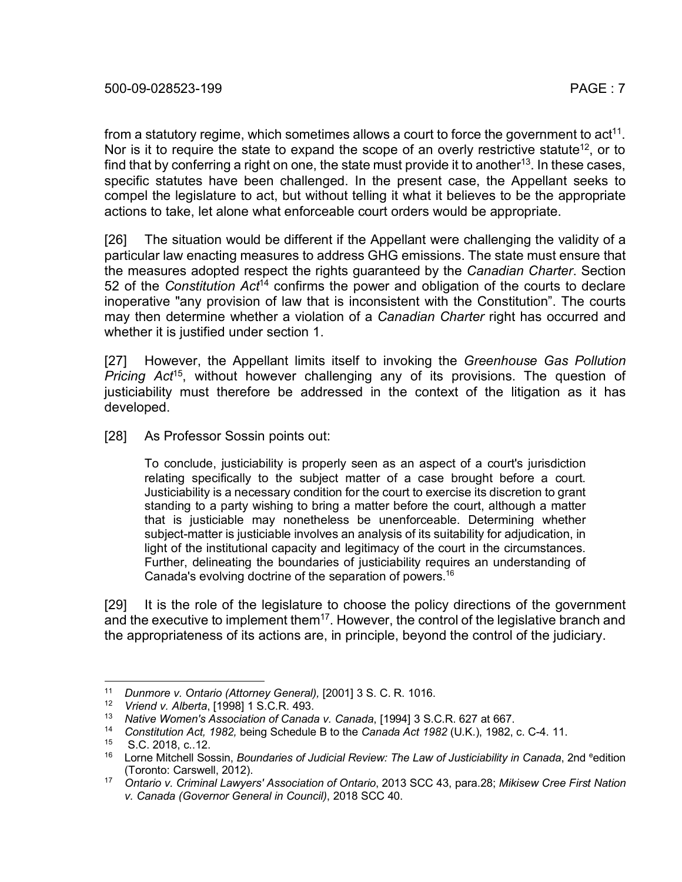from a statutory regime, which sometimes allows a court to force the government to act[11]. Nor is it to require the state to expand the scope of an overly restrictive statute[12], or to find that by conferring a right on one, the state must provide it to another[13]. In these cases, specific statutes have been challenged. In the present case, the Appellant seeks to compel the legislature to act, but without telling it what it believes to be the appropriate actions to take, let alone what enforceable court orders would be appropriate.

[26] The situation would be different if the Appellant were challenging the validity of a particular law enacting measures to address GHG emissions. The state must ensure that the measures adopted respect the rights guaranteed by the *Canadian Charter*. Section 52 of the *Constitution Act*[14] confirms the power and obligation of the courts to declare inoperative "any provision of law that is inconsistent with the Constitution". The courts may then determine whether a violation of a *Canadian Charter* right has occurred and whether it is justified under section 1.

[27] However, the Appellant limits itself to invoking the *Greenhouse Gas Pollution Pricing Act*[15], without however challenging any of its provisions. The question of justiciability must therefore be addressed in the context of the litigation as it has developed.

[28] As Professor Sossin points out:

> To conclude, justiciability is properly seen as an aspect of a court's jurisdiction relating specifically to the subject matter of a case brought before a court. Justiciability is a necessary condition for the court to exercise its discretion to grant standing to a party wishing to bring a matter before the court, although a matter that is justiciable may nonetheless be unenforceable. Determining whether subject-matter is justiciable involves an analysis of its suitability for adjudication, in light of the institutional capacity and legitimacy of the court in the circumstances. Further, delineating the boundaries of justiciability requires an understanding of Canada's evolving doctrine of the separation of powers.[16]

[29] It is the role of the legislature to choose the policy directions of the government and the executive to implement them[17]. However, the control of the legislative branch and the appropriateness of its actions are, in principle, beyond the control of the judiciary.

---

[11] *Dunmore v. Ontario (Attorney General),* [2001] 3 S. C. R. 1016.

[12] *Vriend v. Alberta*, [1998] 1 S.C.R. 493.

[13] *Native Women's Association of Canada v. Canada*, [1994] 3 S.C.R. 627 at 667.

[14] *Constitution Act, 1982,* being Schedule B to the *Canada Act 1982* (U.K.), 1982, c. C-4. 11.

[15] S.C. 2018, c..12.

[16] Lorne Mitchell Sossin, *Boundaries of Judicial Review: The Law of Justiciability in Canada*, 2nd ᵉedition (Toronto: Carswell, 2012).

[17] *Ontario v. Criminal Lawyers' Association of Ontario*, 2013 SCC 43, para.28; *Mikisew Cree First Nation v. Canada (Governor General in Council)*, 2018 SCC 40.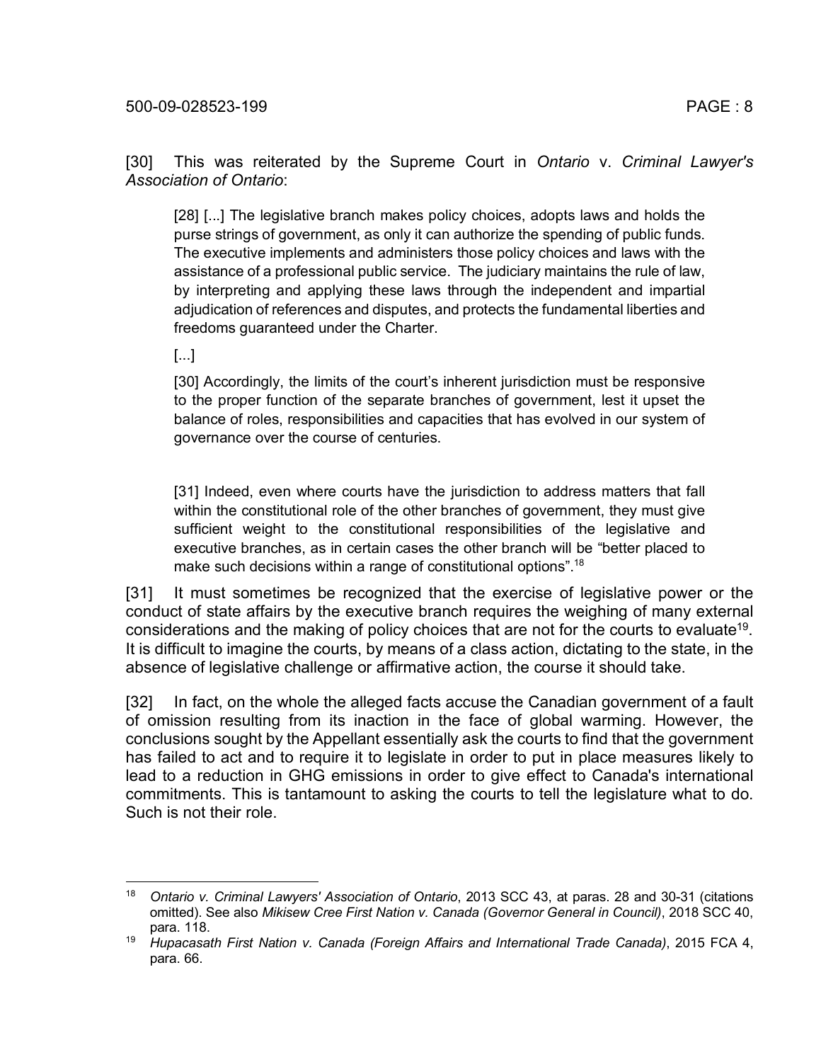[30] This was reiterated by the Supreme Court in *Ontario* v. *Criminal Lawyer's Association of Ontario*:

> [28] [...] The legislative branch makes policy choices, adopts laws and holds the purse strings of government, as only it can authorize the spending of public funds. The executive implements and administers those policy choices and laws with the assistance of a professional public service. The judiciary maintains the rule of law, by interpreting and applying these laws through the independent and impartial adjudication of references and disputes, and protects the fundamental liberties and freedoms guaranteed under the Charter.
>
> [...]
>
> [30] Accordingly, the limits of the court's inherent jurisdiction must be responsive to the proper function of the separate branches of government, lest it upset the balance of roles, responsibilities and capacities that has evolved in our system of governance over the course of centuries.
>
> [31] Indeed, even where courts have the jurisdiction to address matters that fall within the constitutional role of the other branches of government, they must give sufficient weight to the constitutional responsibilities of the legislative and executive branches, as in certain cases the other branch will be "better placed to make such decisions within a range of constitutional options".[18]

[31] It must sometimes be recognized that the exercise of legislative power or the conduct of state affairs by the executive branch requires the weighing of many external considerations and the making of policy choices that are not for the courts to evaluate[19]. It is difficult to imagine the courts, by means of a class action, dictating to the state, in the absence of legislative challenge or affirmative action, the course it should take.

[32] In fact, on the whole the alleged facts accuse the Canadian government of a fault of omission resulting from its inaction in the face of global warming. However, the conclusions sought by the Appellant essentially ask the courts to find that the government has failed to act and to require it to legislate in order to put in place measures likely to lead to a reduction in GHG emissions in order to give effect to Canada's international commitments. This is tantamount to asking the courts to tell the legislature what to do. Such is not their role.

---

[18] *Ontario v. Criminal Lawyers' Association of Ontario*, 2013 SCC 43, at paras. 28 and 30-31 (citations omitted). See also *Mikisew Cree First Nation v. Canada (Governor General in Council)*, 2018 SCC 40, para. 118.

[19] *Hupacasath First Nation v. Canada (Foreign Affairs and International Trade Canada)*, 2015 FCA 4, para. 66.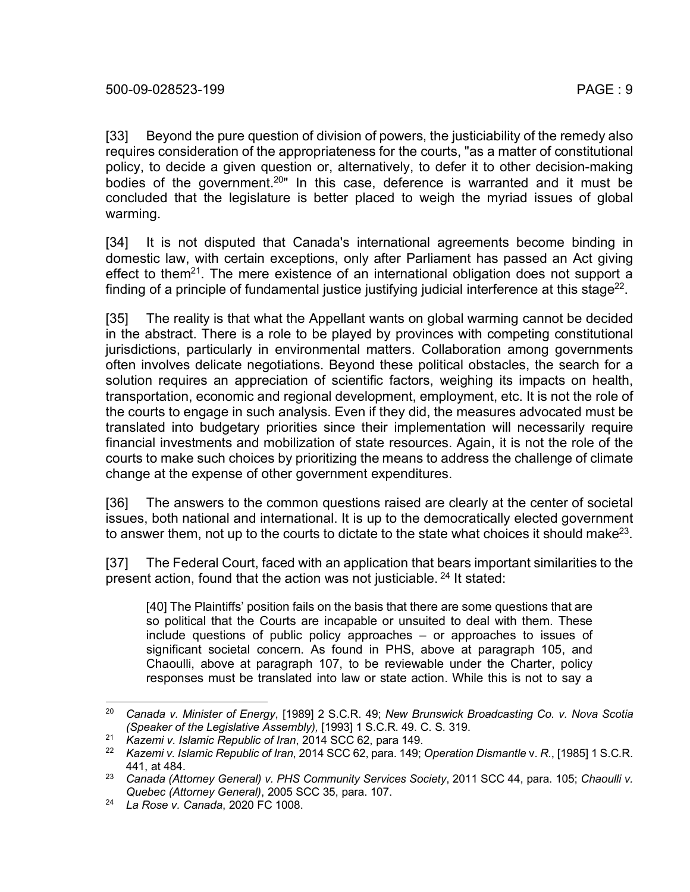[33] Beyond the pure question of division of powers, the justiciability of the remedy also requires consideration of the appropriateness for the courts, "as a matter of constitutional policy, to decide a given question or, alternatively, to defer it to other decision-making bodies of the government.[20]" In this case, deference is warranted and it must be concluded that the legislature is better placed to weigh the myriad issues of global warming.

[34] It is not disputed that Canada's international agreements become binding in domestic law, with certain exceptions, only after Parliament has passed an Act giving effect to them[21]. The mere existence of an international obligation does not support a finding of a principle of fundamental justice justifying judicial interference at this stage[22].

[35] The reality is that what the Appellant wants on global warming cannot be decided in the abstract. There is a role to be played by provinces with competing constitutional jurisdictions, particularly in environmental matters. Collaboration among governments often involves delicate negotiations. Beyond these political obstacles, the search for a solution requires an appreciation of scientific factors, weighing its impacts on health, transportation, economic and regional development, employment, etc. It is not the role of the courts to engage in such analysis. Even if they did, the measures advocated must be translated into budgetary priorities since their implementation will necessarily require financial investments and mobilization of state resources. Again, it is not the role of the courts to make such choices by prioritizing the means to address the challenge of climate change at the expense of other government expenditures.

[36] The answers to the common questions raised are clearly at the center of societal issues, both national and international. It is up to the democratically elected government to answer them, not up to the courts to dictate to the state what choices it should make[23].

[37] The Federal Court, faced with an application that bears important similarities to the present action, found that the action was not justiciable.[24] It stated:

> [40] The Plaintiffs' position fails on the basis that there are some questions that are so political that the Courts are incapable or unsuited to deal with them. These include questions of public policy approaches – or approaches to issues of significant societal concern. As found in PHS, above at paragraph 105, and Chaoulli, above at paragraph 107, to be reviewable under the Charter, policy responses must be translated into law or state action. While this is not to say a

---

[20] *Canada v. Minister of Energy*, [1989] 2 S.C.R. 49; *New Brunswick Broadcasting Co. v. Nova Scotia (Speaker of the Legislative Assembly),* [1993] 1 S.C.R. 49. C. S. 319.

[21] *Kazemi v. Islamic Republic of Iran*, 2014 SCC 62, para 149.

[22] *Kazemi v. Islamic Republic of Iran*, 2014 SCC 62, para. 149; *Operation Dismantle* v. *R.*, [1985] 1 S.C.R. 441, at 484.

[23] *Canada (Attorney General) v. PHS Community Services Society*, 2011 SCC 44, para. 105; *Chaoulli v. Quebec (Attorney General)*, 2005 SCC 35, para. 107.

[24] *La Rose v. Canada*, 2020 FC 1008.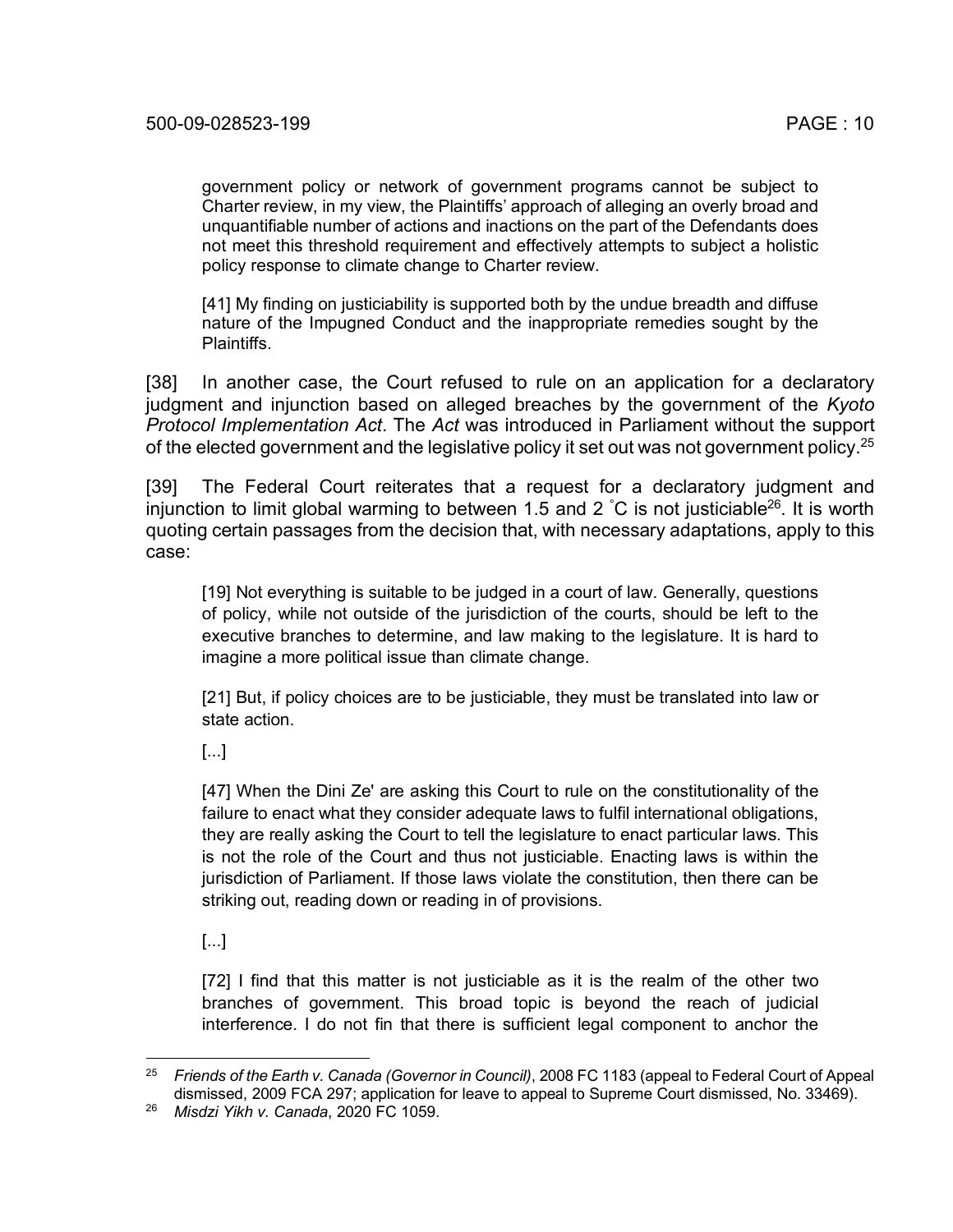> government policy or network of government programs cannot be subject to Charter review, in my view, the Plaintiffs' approach of alleging an overly broad and unquantifiable number of actions and inactions on the part of the Defendants does not meet this threshold requirement and effectively attempts to subject a holistic policy response to climate change to Charter review.
>
> [41] My finding on justiciability is supported both by the undue breadth and diffuse nature of the Impugned Conduct and the inappropriate remedies sought by the Plaintiffs.

[38] In another case, the Court refused to rule on an application for a declaratory judgment and injunction based on alleged breaches by the government of the *Kyoto Protocol Implementation Act*. The *Act* was introduced in Parliament without the support of the elected government and the legislative policy it set out was not government policy.[25]

[39] The Federal Court reiterates that a request for a declaratory judgment and injunction to limit global warming to between 1.5 and 2 ˚C is not justiciable[26]. It is worth quoting certain passages from the decision that, with necessary adaptations, apply to this case:

> [19] Not everything is suitable to be judged in a court of law. Generally, questions of policy, while not outside of the jurisdiction of the courts, should be left to the executive branches to determine, and law making to the legislature. It is hard to imagine a more political issue than climate change.
>
> [21] But, if policy choices are to be justiciable, they must be translated into law or state action.
>
> [...]
>
> [47] When the Dini Ze' are asking this Court to rule on the constitutionality of the failure to enact what they consider adequate laws to fulfil international obligations, they are really asking the Court to tell the legislature to enact particular laws. This is not the role of the Court and thus not justiciable. Enacting laws is within the jurisdiction of Parliament. If those laws violate the constitution, then there can be striking out, reading down or reading in of provisions.
>
> [...]
>
> [72] I find that this matter is not justiciable as it is the realm of the other two branches of government. This broad topic is beyond the reach of judicial interference. I do not fin that there is sufficient legal component to anchor the

---

[25] *Friends of the Earth v. Canada (Governor in Council)*, 2008 FC 1183 (appeal to Federal Court of Appeal dismissed, 2009 FCA 297; application for leave to appeal to Supreme Court dismissed, No. 33469).

[26] *Misdzi Yikh v. Canada*, 2020 FC 1059.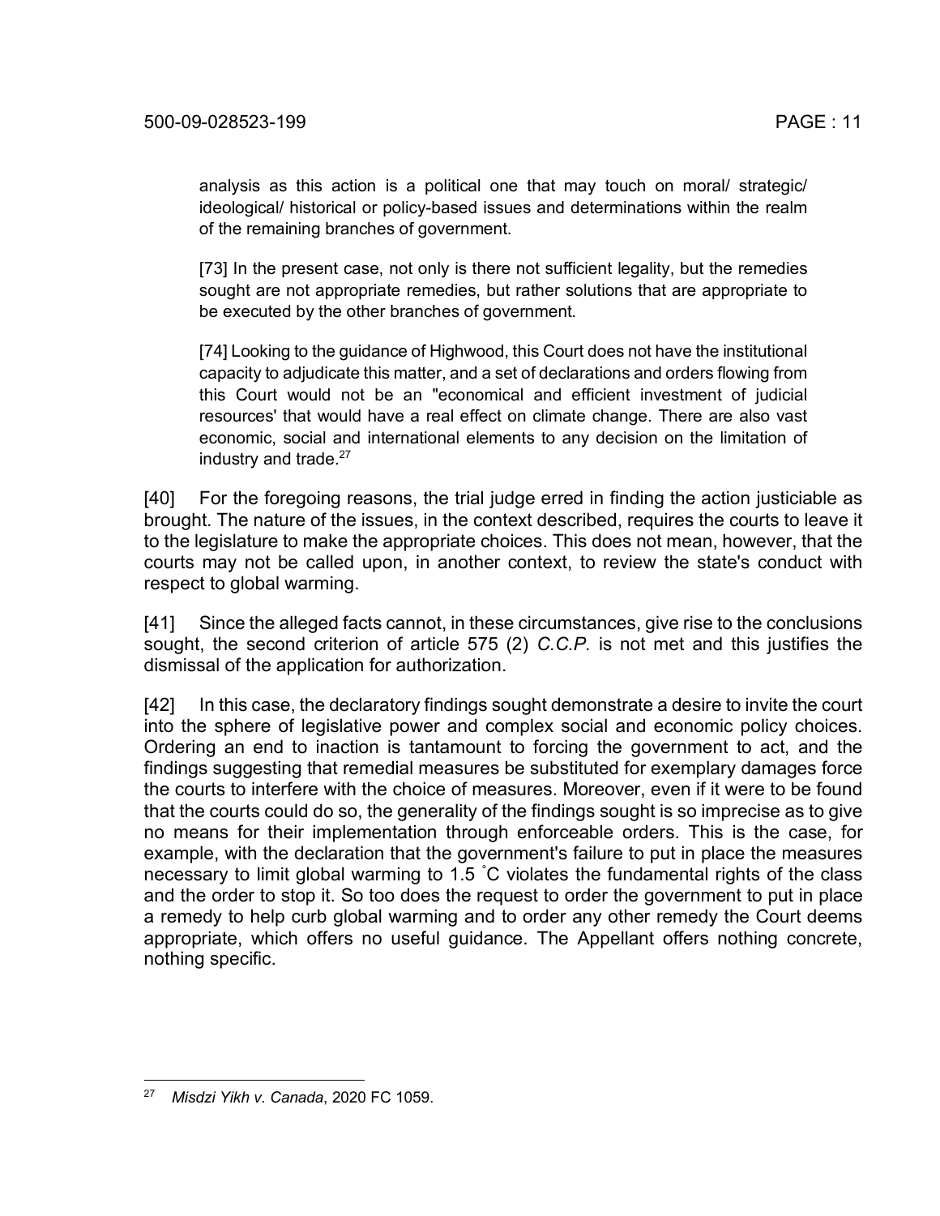> analysis as this action is a political one that may touch on moral/ strategic/ ideological/ historical or policy-based issues and determinations within the realm of the remaining branches of government.
>
> [73] In the present case, not only is there not sufficient legality, but the remedies sought are not appropriate remedies, but rather solutions that are appropriate to be executed by the other branches of government.
>
> [74] Looking to the guidance of Highwood, this Court does not have the institutional capacity to adjudicate this matter, and a set of declarations and orders flowing from this Court would not be an "economical and efficient investment of judicial resources' that would have a real effect on climate change. There are also vast economic, social and international elements to any decision on the limitation of industry and trade.[27]

[40] For the foregoing reasons, the trial judge erred in finding the action justiciable as brought. The nature of the issues, in the context described, requires the courts to leave it to the legislature to make the appropriate choices. This does not mean, however, that the courts may not be called upon, in another context, to review the state's conduct with respect to global warming.

[41] Since the alleged facts cannot, in these circumstances, give rise to the conclusions sought, the second criterion of article 575 (2) *C.C.P.* is not met and this justifies the dismissal of the application for authorization.

[42] In this case, the declaratory findings sought demonstrate a desire to invite the court into the sphere of legislative power and complex social and economic policy choices. Ordering an end to inaction is tantamount to forcing the government to act, and the findings suggesting that remedial measures be substituted for exemplary damages force the courts to interfere with the choice of measures. Moreover, even if it were to be found that the courts could do so, the generality of the findings sought is so imprecise as to give no means for their implementation through enforceable orders. This is the case, for example, with the declaration that the government's failure to put in place the measures necessary to limit global warming to 1.5 °C violates the fundamental rights of the class and the order to stop it. So too does the request to order the government to put in place a remedy to help curb global warming and to order any other remedy the Court deems appropriate, which offers no useful guidance. The Appellant offers nothing concrete, nothing specific.

---

[27] *Misdzi Yikh v. Canada*, 2020 FC 1059.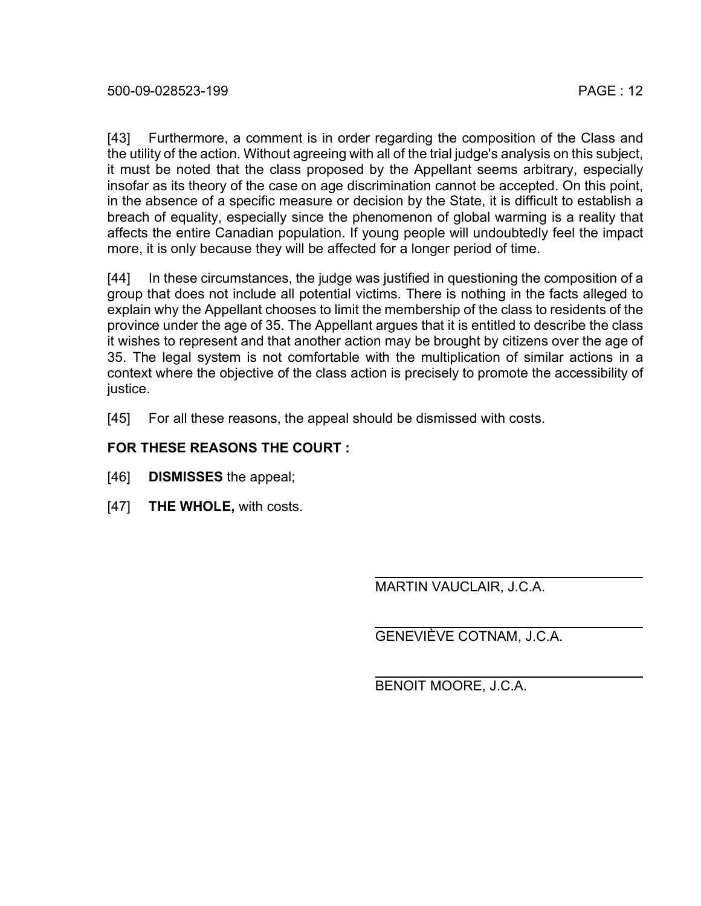[43] Furthermore, a comment is in order regarding the composition of the Class and the utility of the action. Without agreeing with all of the trial judge's analysis on this subject, it must be noted that the class proposed by the Appellant seems arbitrary, especially insofar as its theory of the case on age discrimination cannot be accepted. On this point, in the absence of a specific measure or decision by the State, it is difficult to establish a breach of equality, especially since the phenomenon of global warming is a reality that affects the entire Canadian population. If young people will undoubtedly feel the impact more, it is only because they will be affected for a longer period of time.

[44] In these circumstances, the judge was justified in questioning the composition of a group that does not include all potential victims. There is nothing in the facts alleged to explain why the Appellant chooses to limit the membership of the class to residents of the province under the age of 35. The Appellant argues that it is entitled to describe the class it wishes to represent and that another action may be brought by citizens over the age of 35. The legal system is not comfortable with the multiplication of similar actions in a context where the objective of the class action is precisely to promote the accessibility of justice.

[45] For all these reasons, the appeal should be dismissed with costs.

**FOR THESE REASONS THE COURT :**

[46] **DISMISSES** the appeal;

[47] **THE WHOLE,** with costs.

MARTIN VAUCLAIR, J.C.A.

GENEVIÈVE COTNAM, J.C.A.

BENOIT MOORE, J.C.A.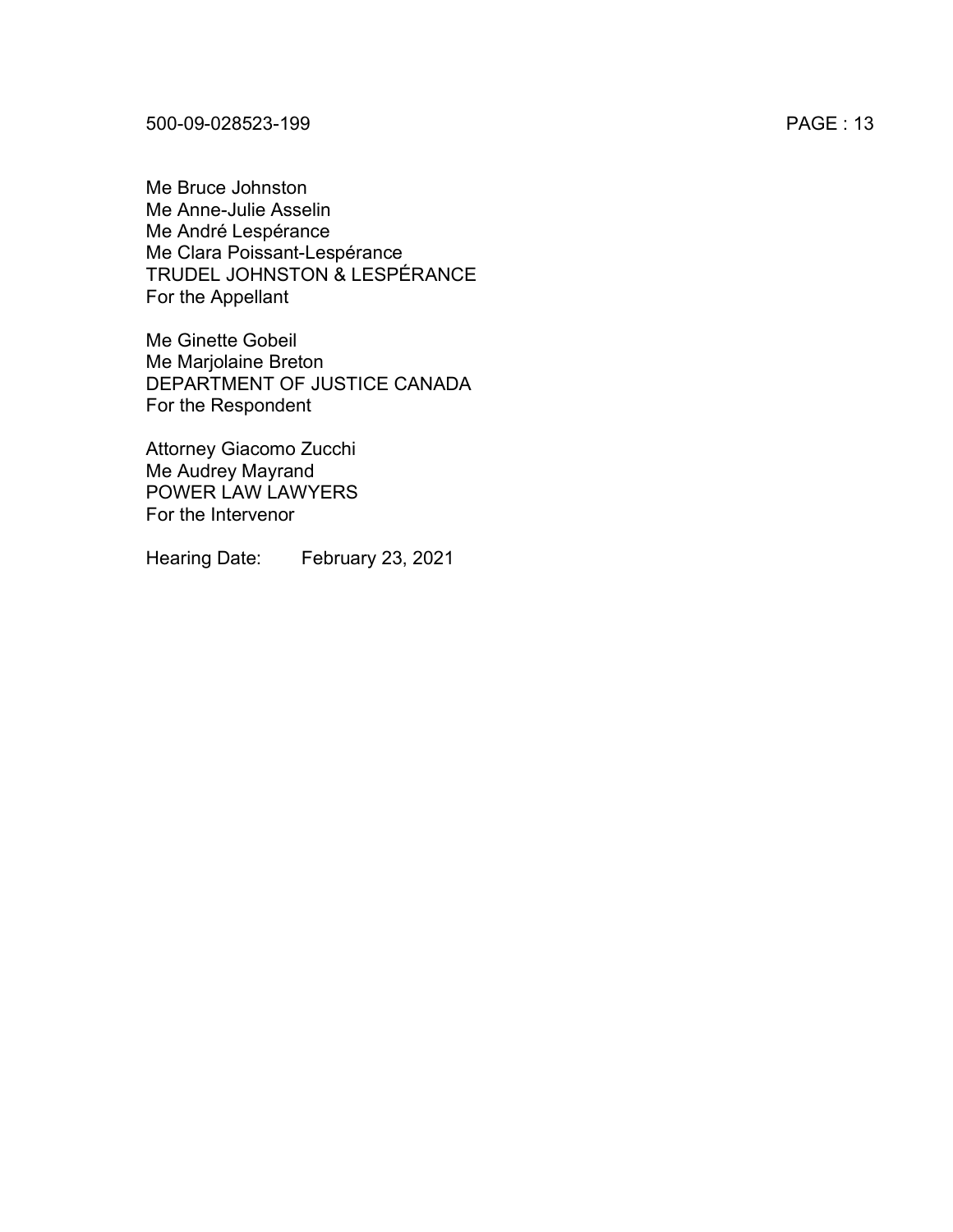Me Bruce Johnston
Me Anne-Julie Asselin
Me André Lespérance
Me Clara Poissant-Lespérance
TRUDEL JOHNSTON & LESPÉRANCE
For the Appellant

Me Ginette Gobeil
Me Marjolaine Breton
DEPARTMENT OF JUSTICE CANADA
For the Respondent

Attorney Giacomo Zucchi
Me Audrey Mayrand
POWER LAW LAWYERS
For the Intervenor

Hearing Date: February 23, 2021